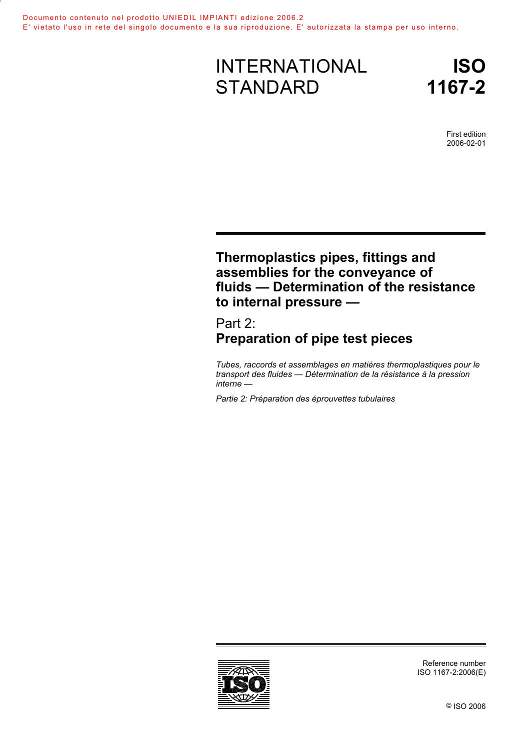Documento contenuto nel prodotto UNIEDIL IMPIANTI edizione 2006.2
E' vietato l'uso in rete del singolo documento e la sua riproduzione. E' autorizzata la stampa per uso interno.

# INTERNATIONAL STANDARD

# ISO 1167-2

First edition
2006-02-01

## Thermoplastics pipes, fittings and assemblies for the conveyance of fluids — Determination of the resistance to internal pressure —

## Part 2: **Preparation of pipe test pieces**

*Tubes, raccords et assemblages en matières thermoplastiques pour le transport des fluides — Détermination de la résistance à la pression interne —*

*Partie 2: Préparation des éprouvettes tubulaires*

Reference number
ISO 1167-2:2006(E)

© ISO 2006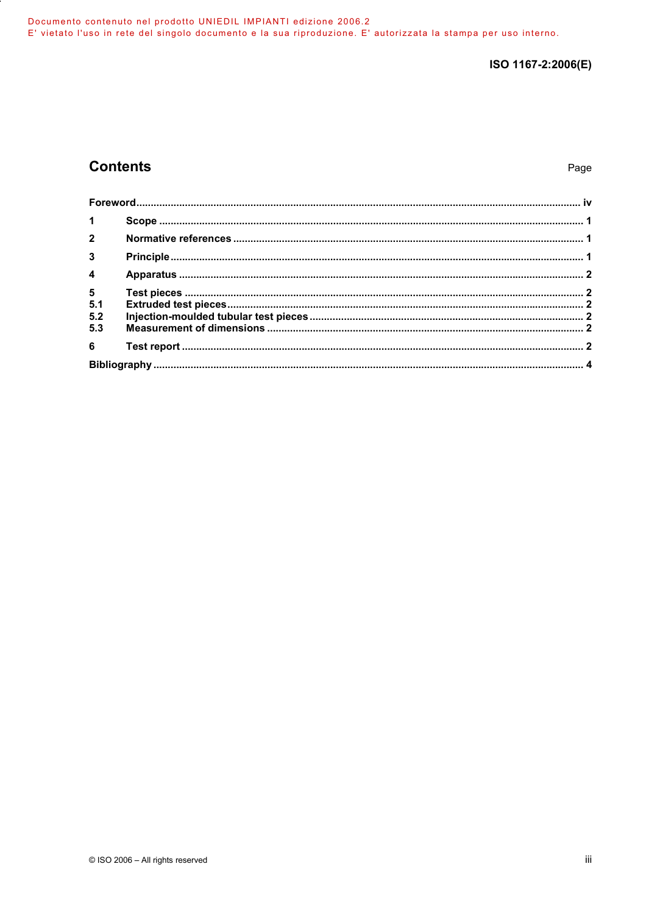# Contents

Page

| | | |
|---|---|---|
| **Foreword** | | **iv** |
| **1** | **Scope** | **1** |
| **2** | **Normative references** | **1** |
| **3** | **Principle** | **1** |
| **4** | **Apparatus** | **2** |
| **5** | **Test pieces** | **2** |
| **5.1** | **Extruded test pieces** | **2** |
| **5.2** | **Injection-moulded tubular test pieces** | **2** |
| **5.3** | **Measurement of dimensions** | **2** |
| **6** | **Test report** | **2** |
| **Bibliography** | | **4** |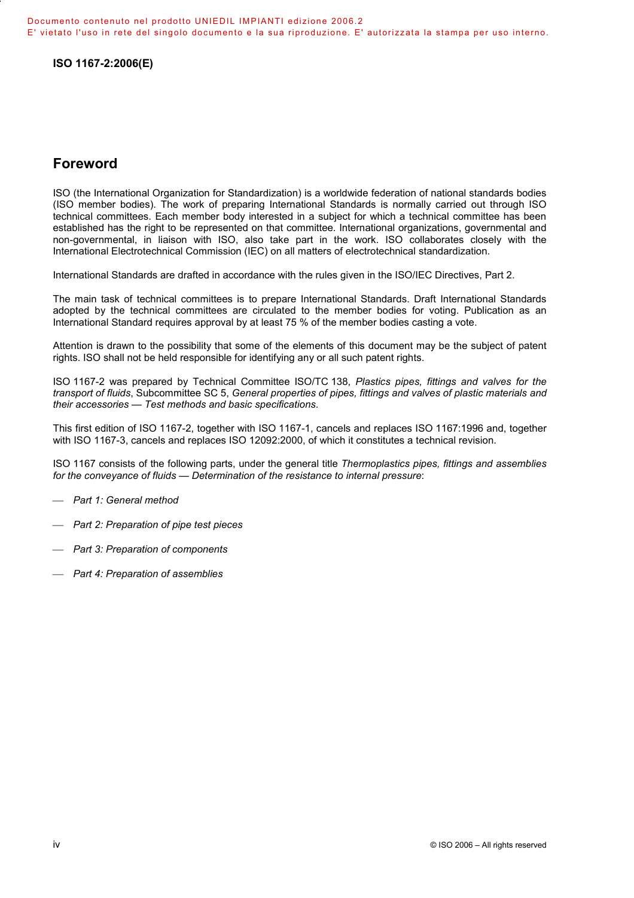## Foreword

ISO (the International Organization for Standardization) is a worldwide federation of national standards bodies (ISO member bodies). The work of preparing International Standards is normally carried out through ISO technical committees. Each member body interested in a subject for which a technical committee has been established has the right to be represented on that committee. International organizations, governmental and non-governmental, in liaison with ISO, also take part in the work. ISO collaborates closely with the International Electrotechnical Commission (IEC) on all matters of electrotechnical standardization.

International Standards are drafted in accordance with the rules given in the ISO/IEC Directives, Part 2.

The main task of technical committees is to prepare International Standards. Draft International Standards adopted by the technical committees are circulated to the member bodies for voting. Publication as an International Standard requires approval by at least 75 % of the member bodies casting a vote.

Attention is drawn to the possibility that some of the elements of this document may be the subject of patent rights. ISO shall not be held responsible for identifying any or all such patent rights.

ISO 1167-2 was prepared by Technical Committee ISO/TC 138, *Plastics pipes, fittings and valves for the transport of fluids*, Subcommittee SC 5, *General properties of pipes, fittings and valves of plastic materials and their accessories — Test methods and basic specifications*.

This first edition of ISO 1167-2, together with ISO 1167-1, cancels and replaces ISO 1167:1996 and, together with ISO 1167-3, cancels and replaces ISO 12092:2000, of which it constitutes a technical revision.

ISO 1167 consists of the following parts, under the general title *Thermoplastics pipes, fittings and assemblies for the conveyance of fluids — Determination of the resistance to internal pressure*:

- *Part 1: General method*
- *Part 2: Preparation of pipe test pieces*
- *Part 3: Preparation of components*
- *Part 4: Preparation of assemblies*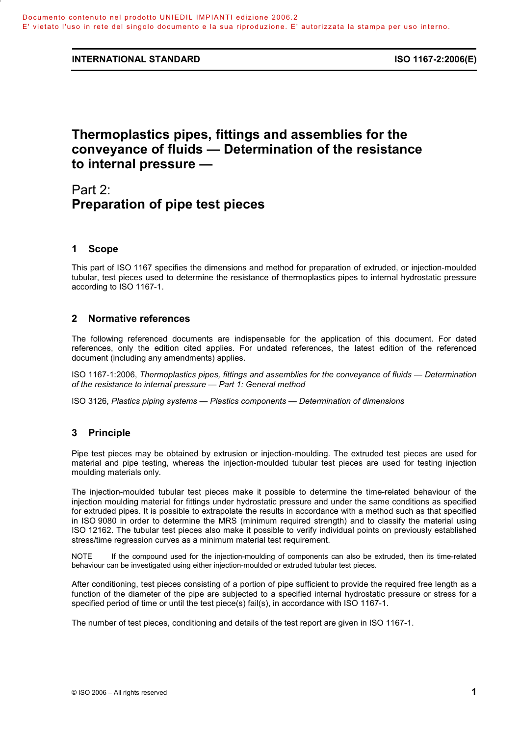# Thermoplastics pipes, fittings and assemblies for the conveyance of fluids — Determination of the resistance to internal pressure —

## Part 2: Preparation of pipe test pieces

## 1 Scope

This part of ISO 1167 specifies the dimensions and method for preparation of extruded, or injection-moulded tubular, test pieces used to determine the resistance of thermoplastics pipes to internal hydrostatic pressure according to ISO 1167-1.

## 2 Normative references

The following referenced documents are indispensable for the application of this document. For dated references, only the edition cited applies. For undated references, the latest edition of the referenced document (including any amendments) applies.

ISO 1167-1:2006, *Thermoplastics pipes, fittings and assemblies for the conveyance of fluids — Determination of the resistance to internal pressure — Part 1: General method*

ISO 3126, *Plastics piping systems — Plastics components — Determination of dimensions*

## 3 Principle

Pipe test pieces may be obtained by extrusion or injection-moulding. The extruded test pieces are used for material and pipe testing, whereas the injection-moulded tubular test pieces are used for testing injection moulding materials only.

The injection-moulded tubular test pieces make it possible to determine the time-related behaviour of the injection moulding material for fittings under hydrostatic pressure and under the same conditions as specified for extruded pipes. It is possible to extrapolate the results in accordance with a method such as that specified in ISO 9080 in order to determine the MRS (minimum required strength) and to classify the material using ISO 12162. The tubular test pieces also make it possible to verify individual points on previously established stress/time regression curves as a minimum material test requirement.

NOTE If the compound used for the injection-moulding of components can also be extruded, then its time-related behaviour can be investigated using either injection-moulded or extruded tubular test pieces.

After conditioning, test pieces consisting of a portion of pipe sufficient to provide the required free length as a function of the diameter of the pipe are subjected to a specified internal hydrostatic pressure or stress for a specified period of time or until the test piece(s) fail(s), in accordance with ISO 1167-1.

The number of test pieces, conditioning and details of the test report are given in ISO 1167-1.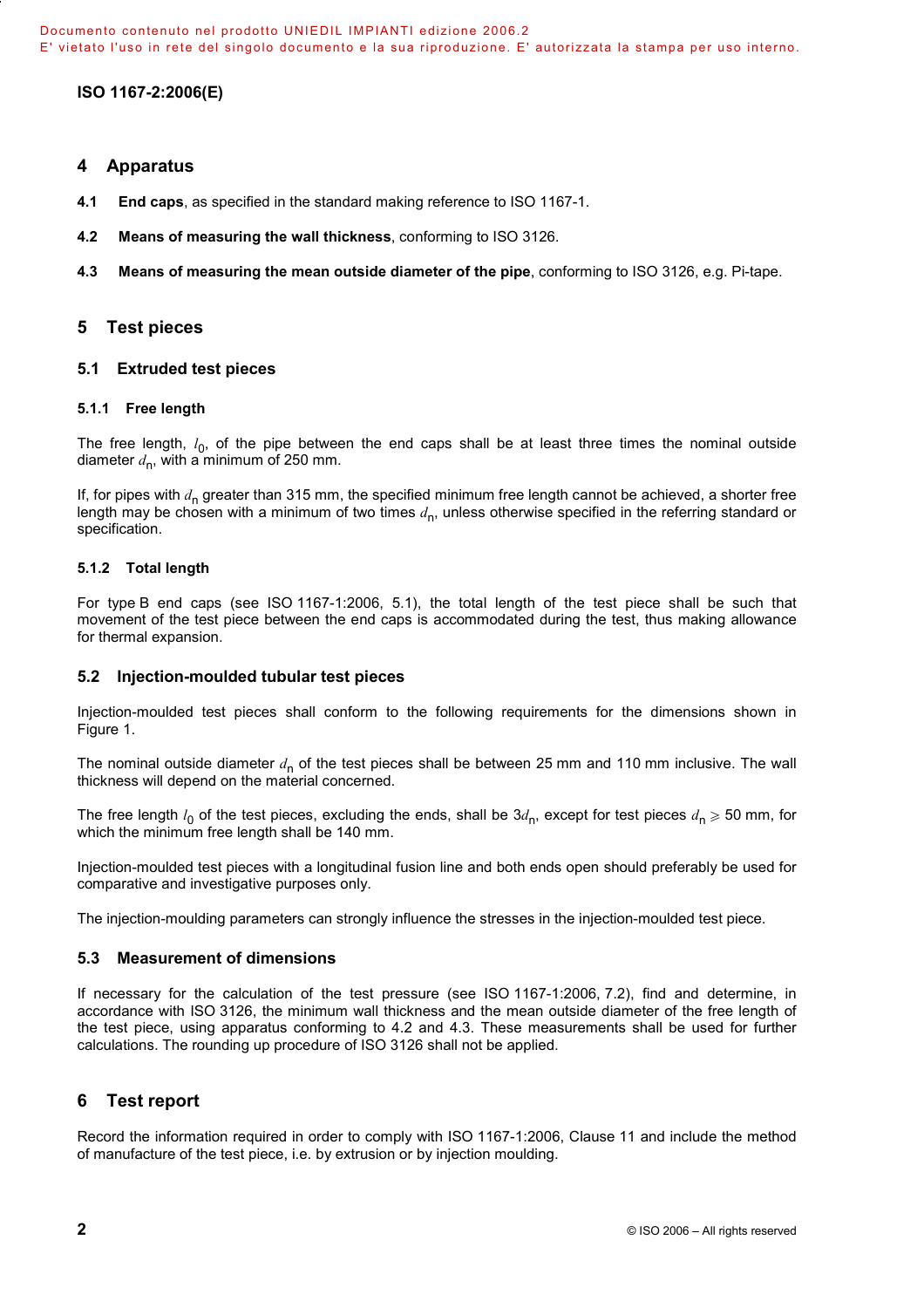## 4 Apparatus

**4.1 End caps**, as specified in the standard making reference to ISO 1167-1.

**4.2 Means of measuring the wall thickness**, conforming to ISO 3126.

**4.3 Means of measuring the mean outside diameter of the pipe**, conforming to ISO 3126, e.g. Pi-tape.

## 5 Test pieces

### 5.1 Extruded test pieces

#### 5.1.1 Free length

The free length, $l_0$, of the pipe between the end caps shall be at least three times the nominal outside diameter $d_n$, with a minimum of 250 mm.

If, for pipes with $d_n$ greater than 315 mm, the specified minimum free length cannot be achieved, a shorter free length may be chosen with a minimum of two times $d_n$, unless otherwise specified in the referring standard or specification.

#### 5.1.2 Total length

For type B end caps (see ISO 1167-1:2006, 5.1), the total length of the test piece shall be such that movement of the test piece between the end caps is accommodated during the test, thus making allowance for thermal expansion.

### 5.2 Injection-moulded tubular test pieces

Injection-moulded test pieces shall conform to the following requirements for the dimensions shown in Figure 1.

The nominal outside diameter $d_n$ of the test pieces shall be between 25 mm and 110 mm inclusive. The wall thickness will depend on the material concerned.

The free length $l_0$ of the test pieces, excluding the ends, shall be $3d_n$, except for test pieces $d_n \geqslant 50$ mm, for which the minimum free length shall be 140 mm.

Injection-moulded test pieces with a longitudinal fusion line and both ends open should preferably be used for comparative and investigative purposes only.

The injection-moulding parameters can strongly influence the stresses in the injection-moulded test piece.

### 5.3 Measurement of dimensions

If necessary for the calculation of the test pressure (see ISO 1167-1:2006, 7.2), find and determine, in accordance with ISO 3126, the minimum wall thickness and the mean outside diameter of the free length of the test piece, using apparatus conforming to 4.2 and 4.3. These measurements shall be used for further calculations. The rounding up procedure of ISO 3126 shall not be applied.

## 6 Test report

Record the information required in order to comply with ISO 1167-1:2006, Clause 11 and include the method of manufacture of the test piece, i.e. by extrusion or by injection moulding.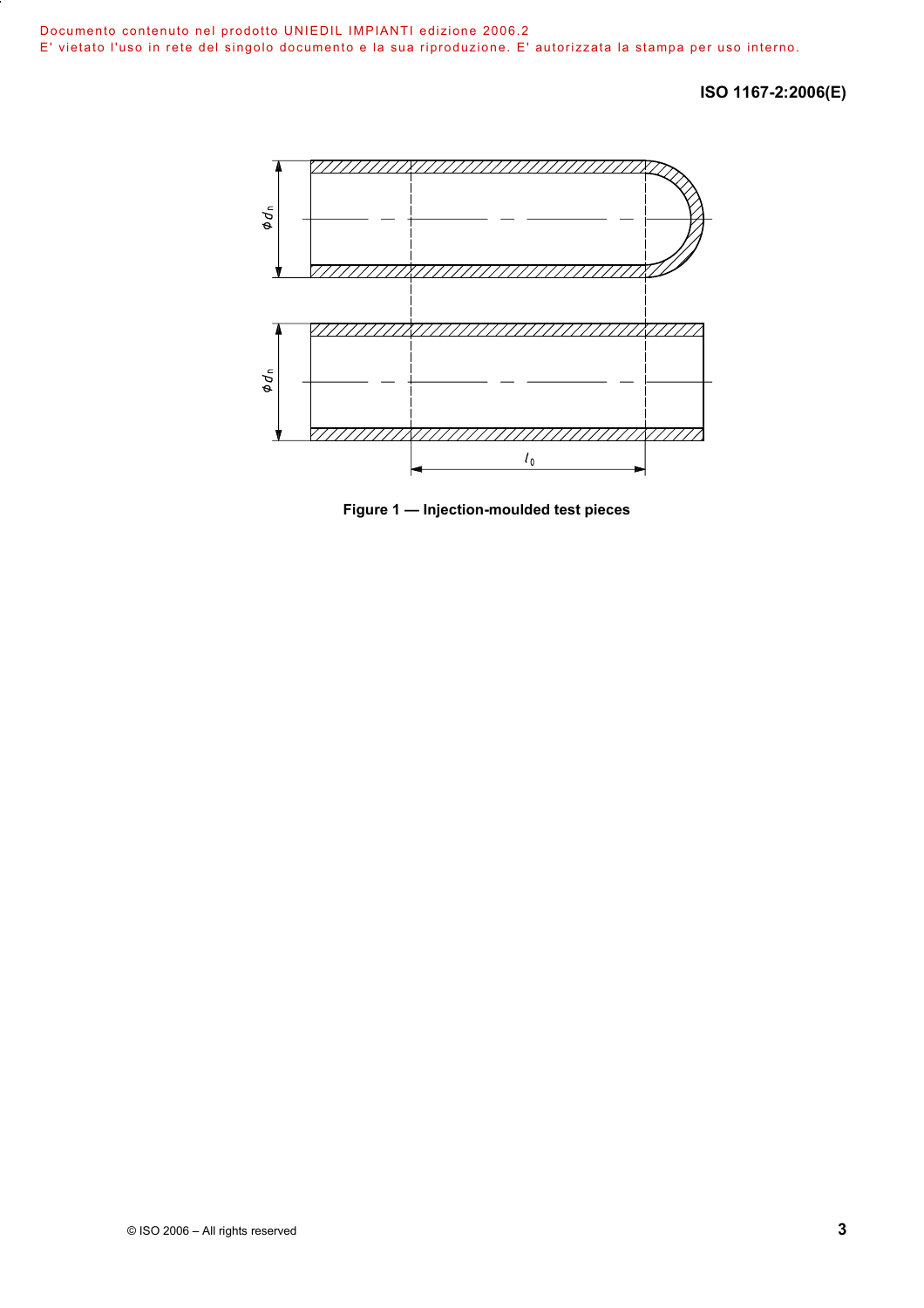Figure 1 — Injection-moulded test pieces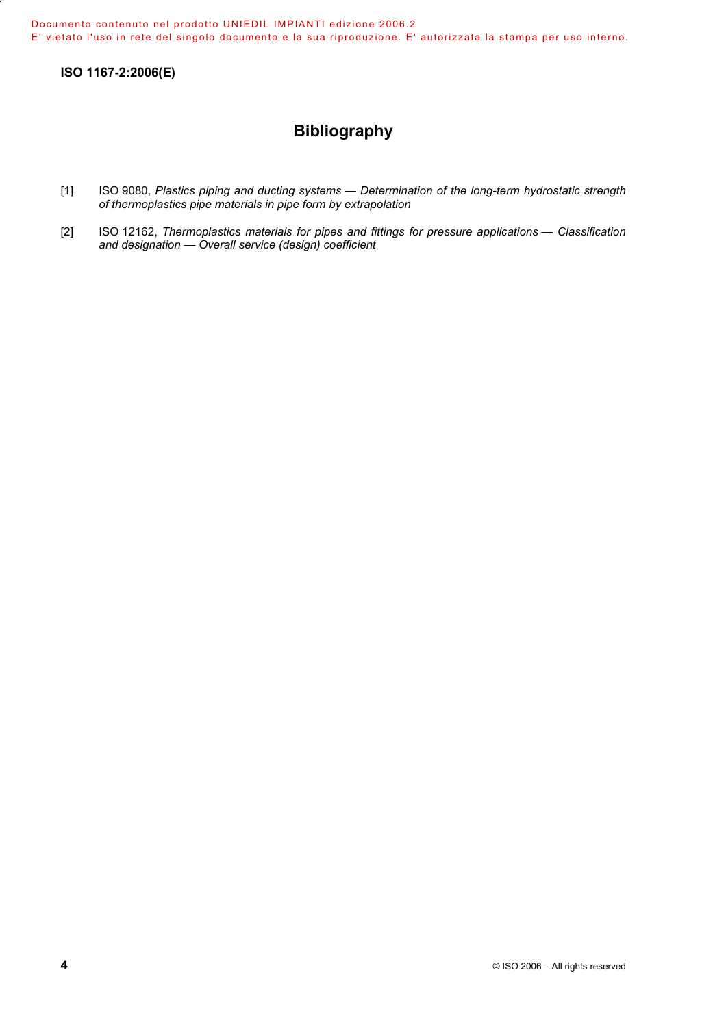# Bibliography

[1] ISO 9080, *Plastics piping and ducting systems — Determination of the long-term hydrostatic strength of thermoplastics pipe materials in pipe form by extrapolation*

[2] ISO 12162, *Thermoplastics materials for pipes and fittings for pressure applications — Classification and designation — Overall service (design) coefficient*